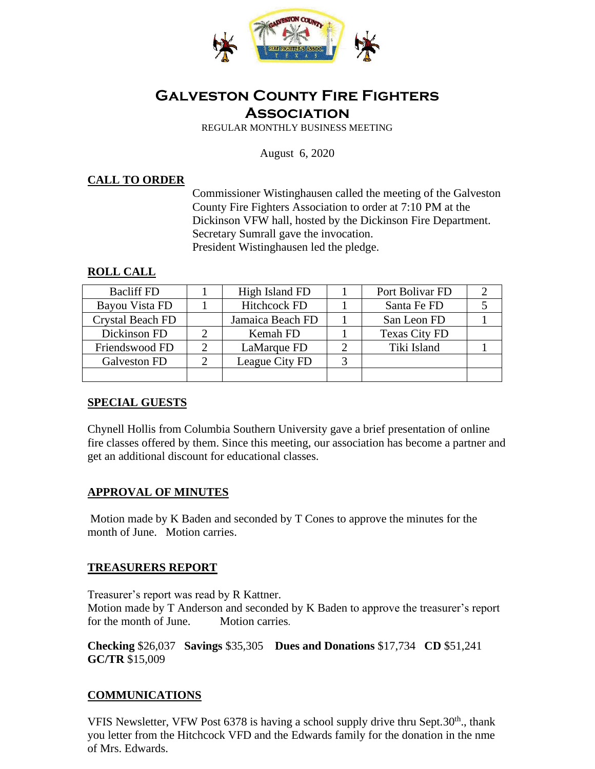# Galveston County Fire Fighters Association

REGULAR MONTHLY BUSINESS MEETING

August 6, 2020

## CALL TO ORDER

Commissioner Wistinghausen called the meeting of the Galveston County Fire Fighters Association to order at 7:10 PM at the Dickinson VFW hall, hosted by the Dickinson Fire Department.
Secretary Sumrall gave the invocation.
President Wistinghausen led the pledge.

## ROLL CALL

| | | | | | |
|---|---|---|---|---|---|
| Bacliff FD | 1 | High Island FD | 1 | Port Bolivar FD | 2 |
| Bayou Vista FD | 1 | Hitchcock FD | 1 | Santa Fe FD | 5 |
| Crystal Beach FD | | Jamaica Beach FD | 1 | San Leon FD | 1 |
| Dickinson FD | 2 | Kemah FD | 1 | Texas City FD | |
| Friendswood FD | 2 | LaMarque FD | 2 | Tiki Island | 1 |
| Galveston FD | 2 | League City FD | 3 | | |
| | | | | | |

## SPECIAL GUESTS

Chynell Hollis from Columbia Southern University gave a brief presentation of online fire classes offered by them. Since this meeting, our association has become a partner and get an additional discount for educational classes.

## APPROVAL OF MINUTES

Motion made by K Baden and seconded by T Cones to approve the minutes for the month of June. Motion carries.

## TREASURERS REPORT

Treasurer's report was read by R Kattner.
Motion made by T Anderson and seconded by K Baden to approve the treasurer's report for the month of June. Motion carries.

**Checking** $26,037 **Savings** $35,305 **Dues and Donations** $17,734 **CD** $51,241 **GC/TR** $15,009

## COMMUNICATIONS

VFIS Newsletter, VFW Post 6378 is having a school supply drive thru Sept.30th., thank you letter from the Hitchcock VFD and the Edwards family for the donation in the nme of Mrs. Edwards.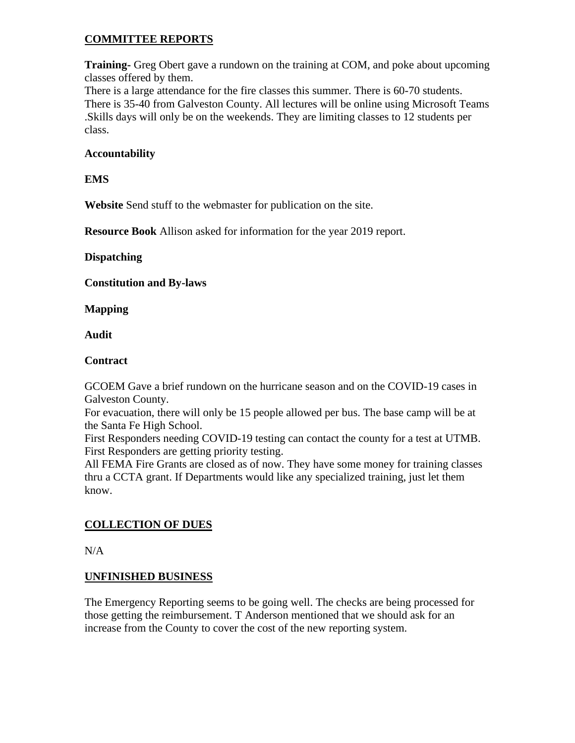## <u>COMMITTEE REPORTS</u>

**Training-** Greg Obert gave a rundown on the training at COM, and poke about upcoming classes offered by them.
There is a large attendance for the fire classes this summer. There is 60-70 students. There is 35-40 from Galveston County. All lectures will be online using Microsoft Teams .Skills days will only be on the weekends. They are limiting classes to 12 students per class.

**Accountability**

**EMS**

**Website** Send stuff to the webmaster for publication on the site.

**Resource Book** Allison asked for information for the year 2019 report.

**Dispatching**

**Constitution and By-laws**

**Mapping**

**Audit**

**Contract**

GCOEM Gave a brief rundown on the hurricane season and on the COVID-19 cases in Galveston County.
For evacuation, there will only be 15 people allowed per bus. The base camp will be at the Santa Fe High School.
First Responders needing COVID-19 testing can contact the county for a test at UTMB. First Responders are getting priority testing.
All FEMA Fire Grants are closed as of now. They have some money for training classes thru a CCTA grant. If Departments would like any specialized training, just let them know.

## <u>COLLECTION OF DUES</u>

N/A

## <u>UNFINISHED BUSINESS</u>

The Emergency Reporting seems to be going well. The checks are being processed for those getting the reimbursement. T Anderson mentioned that we should ask for an increase from the County to cover the cost of the new reporting system.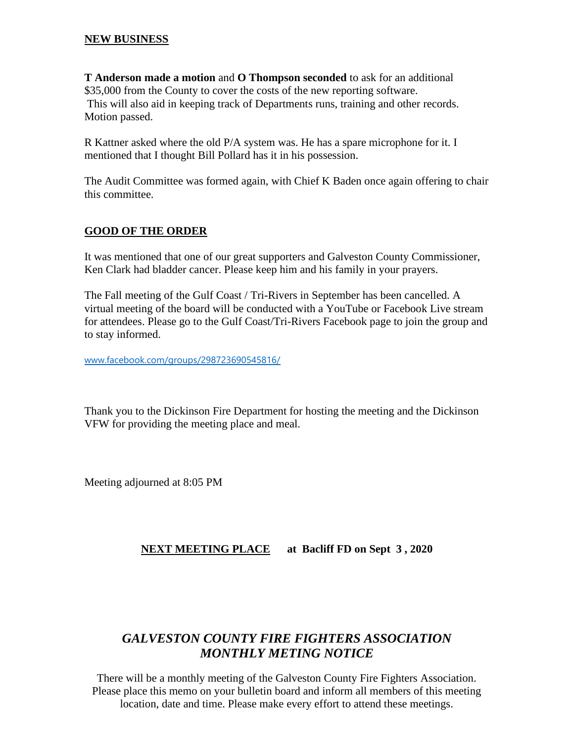## NEW BUSINESS

**T Anderson made a motion** and **O Thompson seconded** to ask for an additional $35,000 from the County to cover the costs of the new reporting software. This will also aid in keeping track of Departments runs, training and other records. Motion passed.

R Kattner asked where the old P/A system was. He has a spare microphone for it. I mentioned that I thought Bill Pollard has it in his possession.

The Audit Committee was formed again, with Chief K Baden once again offering to chair this committee.

## GOOD OF THE ORDER

It was mentioned that one of our great supporters and Galveston County Commissioner, Ken Clark had bladder cancer. Please keep him and his family in your prayers.

The Fall meeting of the Gulf Coast / Tri-Rivers in September has been cancelled. A virtual meeting of the board will be conducted with a YouTube or Facebook Live stream for attendees. Please go to the Gulf Coast/Tri-Rivers Facebook page to join the group and to stay informed.

www.facebook.com/groups/298723690545816/

Thank you to the Dickinson Fire Department for hosting the meeting and the Dickinson VFW for providing the meeting place and meal.

Meeting adjourned at 8:05 PM

**NEXT MEETING PLACE at Bacliff FD on Sept 3 , 2020**

## *GALVESTON COUNTY FIRE FIGHTERS ASSOCIATION MONTHLY METING NOTICE*

There will be a monthly meeting of the Galveston County Fire Fighters Association. Please place this memo on your bulletin board and inform all members of this meeting location, date and time. Please make every effort to attend these meetings.